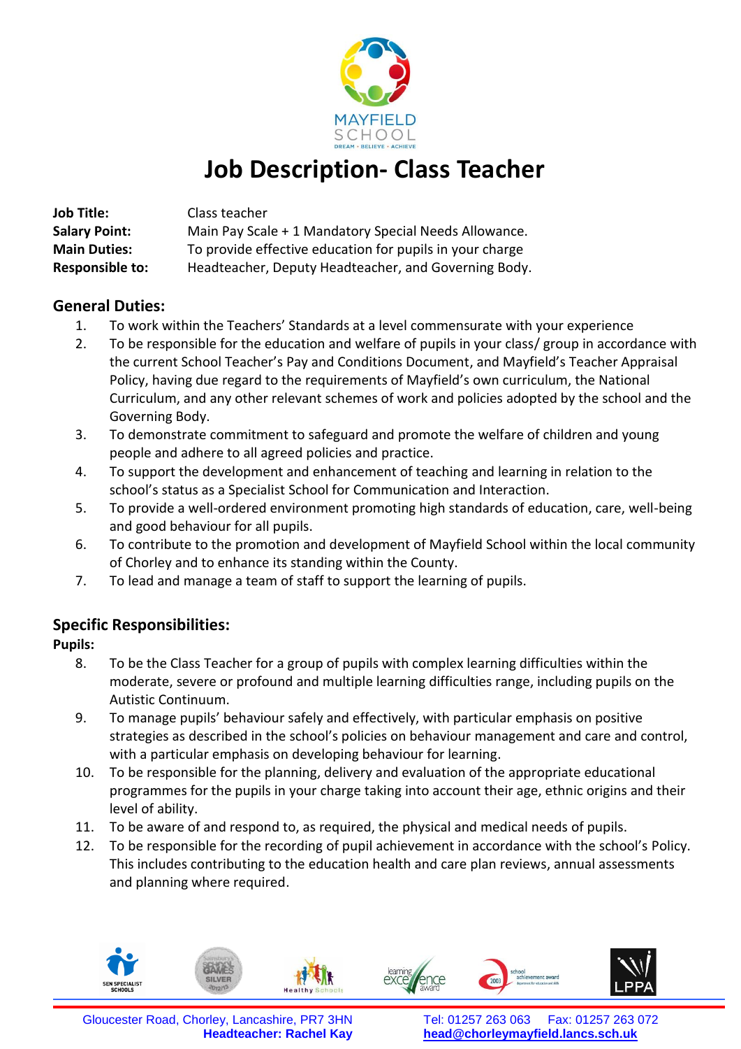MAYFIELD SCHOOL

DREAM • BELIEVE • ACHIEVE

# Job Description- Class Teacher

**Job Title:** Class teacher
**Salary Point:** Main Pay Scale + 1 Mandatory Special Needs Allowance.
**Main Duties:** To provide effective education for pupils in your charge
**Responsible to:** Headteacher, Deputy Headteacher, and Governing Body.

## General Duties:

1. To work within the Teachers' Standards at a level commensurate with your experience
2. To be responsible for the education and welfare of pupils in your class/ group in accordance with the current School Teacher's Pay and Conditions Document, and Mayfield's Teacher Appraisal Policy, having due regard to the requirements of Mayfield's own curriculum, the National Curriculum, and any other relevant schemes of work and policies adopted by the school and the Governing Body.
3. To demonstrate commitment to safeguard and promote the welfare of children and young people and adhere to all agreed policies and practice.
4. To support the development and enhancement of teaching and learning in relation to the school's status as a Specialist School for Communication and Interaction.
5. To provide a well-ordered environment promoting high standards of education, care, well-being and good behaviour for all pupils.
6. To contribute to the promotion and development of Mayfield School within the local community of Chorley and to enhance its standing within the County.
7. To lead and manage a team of staff to support the learning of pupils.

## Specific Responsibilities:

**Pupils:**

8. To be the Class Teacher for a group of pupils with complex learning difficulties within the moderate, severe or profound and multiple learning difficulties range, including pupils on the Autistic Continuum.
9. To manage pupils' behaviour safely and effectively, with particular emphasis on positive strategies as described in the school's policies on behaviour management and care and control, with a particular emphasis on developing behaviour for learning.
10. To be responsible for the planning, delivery and evaluation of the appropriate educational programmes for the pupils in your charge taking into account their age, ethnic origins and their level of ability.
11. To be aware of and respond to, as required, the physical and medical needs of pupils.
12. To be responsible for the recording of pupil achievement in accordance with the school's Policy. This includes contributing to the education health and care plan reviews, annual assessments and planning where required.

Gloucester Road, Chorley, Lancashire, PR7 3HN
**Headteacher: Rachel Kay**

Tel: 01257 263 063 Fax: 01257 263 072
**head@chorleymayfield.lancs.sch.uk**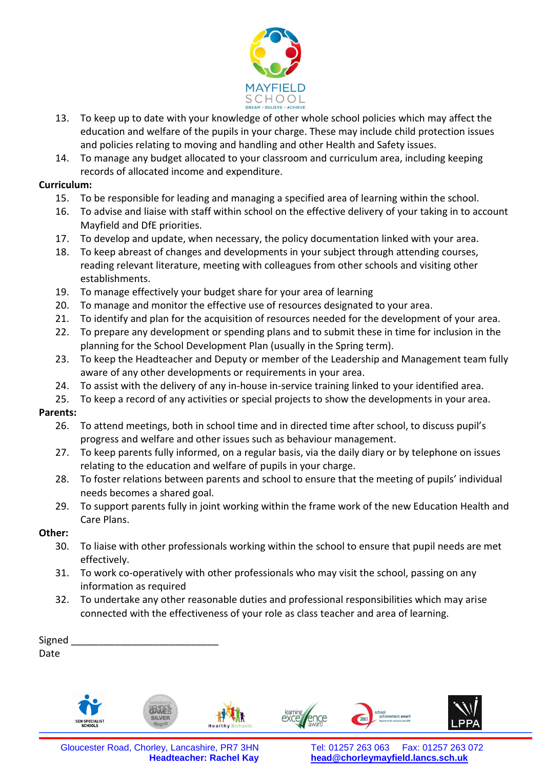13. To keep up to date with your knowledge of other whole school policies which may affect the education and welfare of the pupils in your charge. These may include child protection issues and policies relating to moving and handling and other Health and Safety issues.
14. To manage any budget allocated to your classroom and curriculum area, including keeping records of allocated income and expenditure.

**Curriculum:**

15. To be responsible for leading and managing a specified area of learning within the school.
16. To advise and liaise with staff within school on the effective delivery of your taking in to account Mayfield and DfE priorities.
17. To develop and update, when necessary, the policy documentation linked with your area.
18. To keep abreast of changes and developments in your subject through attending courses, reading relevant literature, meeting with colleagues from other schools and visiting other establishments.
19. To manage effectively your budget share for your area of learning
20. To manage and monitor the effective use of resources designated to your area.
21. To identify and plan for the acquisition of resources needed for the development of your area.
22. To prepare any development or spending plans and to submit these in time for inclusion in the planning for the School Development Plan (usually in the Spring term).
23. To keep the Headteacher and Deputy or member of the Leadership and Management team fully aware of any other developments or requirements in your area.
24. To assist with the delivery of any in-house in-service training linked to your identified area.
25. To keep a record of any activities or special projects to show the developments in your area.

**Parents:**

26. To attend meetings, both in school time and in directed time after school, to discuss pupil's progress and welfare and other issues such as behaviour management.
27. To keep parents fully informed, on a regular basis, via the daily diary or by telephone on issues relating to the education and welfare of pupils in your charge.
28. To foster relations between parents and school to ensure that the meeting of pupils' individual needs becomes a shared goal.
29. To support parents fully in joint working within the frame work of the new Education Health and Care Plans.

**Other:**

30. To liaise with other professionals working within the school to ensure that pupil needs are met effectively.
31. To work co-operatively with other professionals who may visit the school, passing on any information as required
32. To undertake any other reasonable duties and professional responsibilities which may arise connected with the effectiveness of your role as class teacher and area of learning.

Signed ___________________________

Date